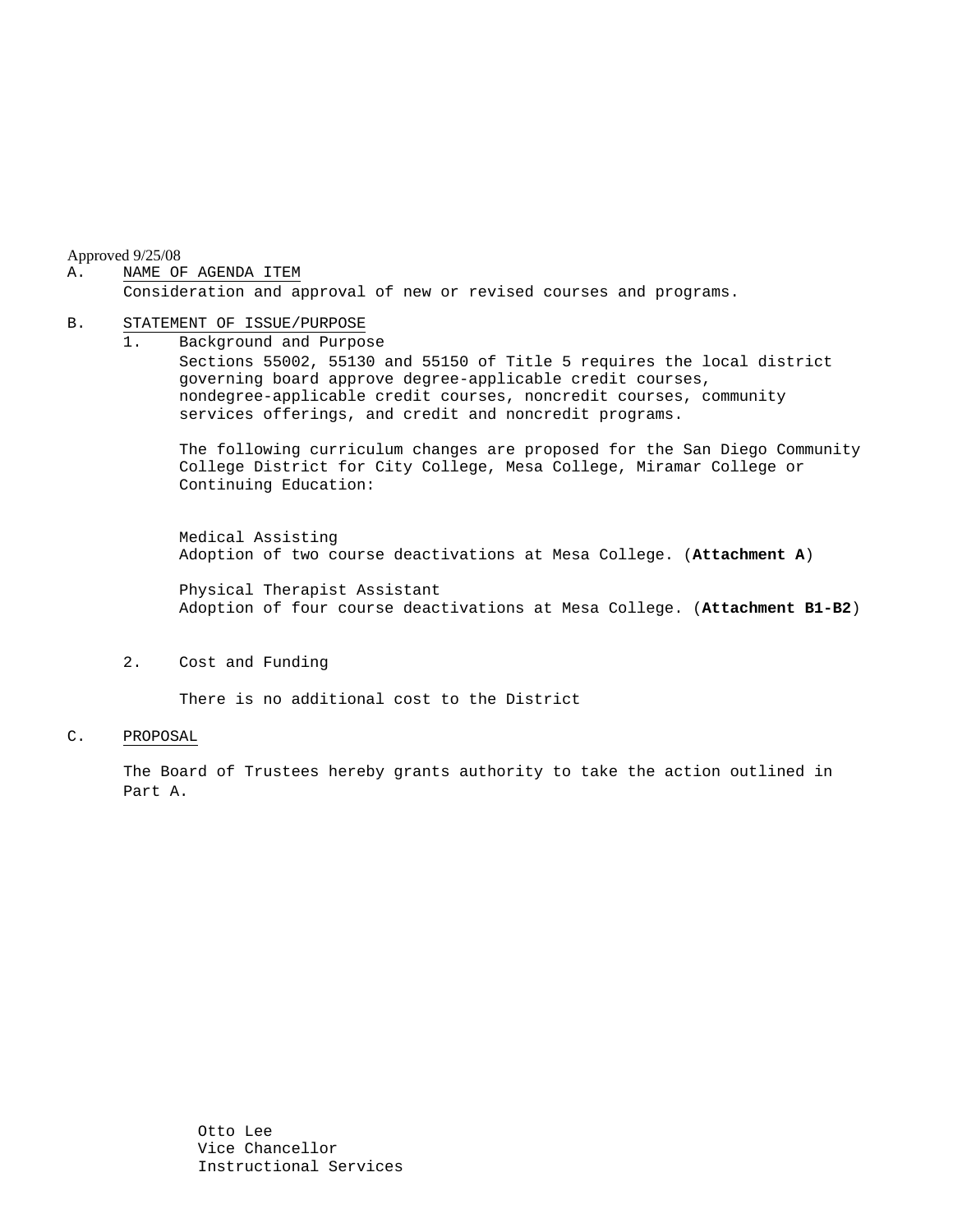Approved 9/25/08

A. NAME OF AGENDA ITEM

Consideration and approval of new or revised courses and programs.

B. STATEMENT OF ISSUE/PURPOSE

1. Background and Purpose

   Sections 55002, 55130 and 55150 of Title 5 requires the local district governing board approve degree-applicable credit courses, nondegree-applicable credit courses, noncredit courses, community services offerings, and credit and noncredit programs.

   The following curriculum changes are proposed for the San Diego Community College District for City College, Mesa College, Miramar College or Continuing Education:

   Medical Assisting
   Adoption of two course deactivations at Mesa College. (**Attachment A**)

   Physical Therapist Assistant
   Adoption of four course deactivations at Mesa College. (**Attachment B1-B2**)

2. Cost and Funding

   There is no additional cost to the District

C. PROPOSAL

The Board of Trustees hereby grants authority to take the action outlined in Part A.

Otto Lee
Vice Chancellor
Instructional Services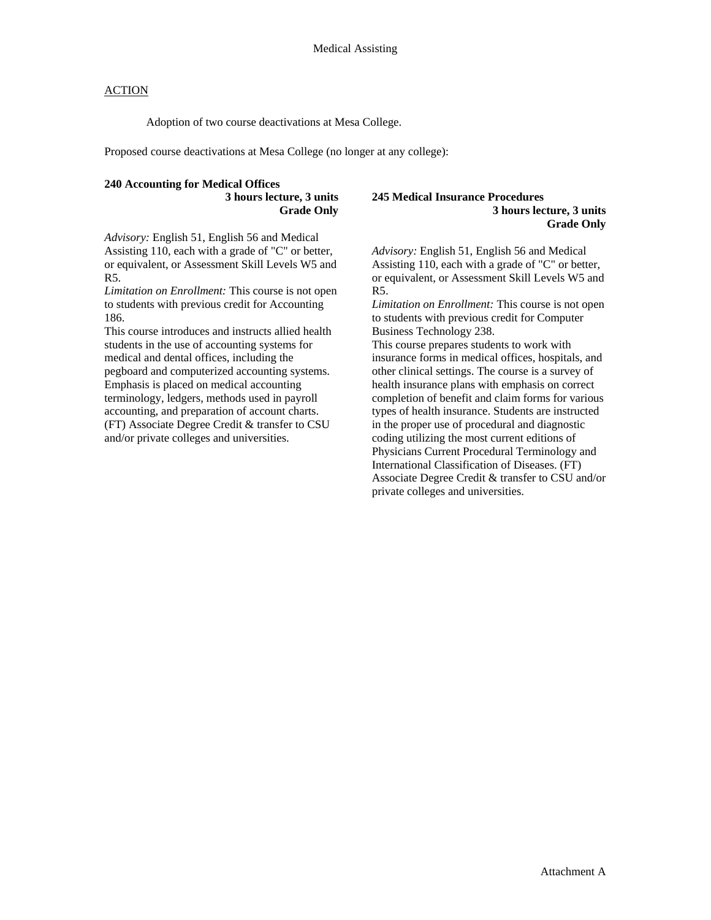Medical Assisting

ACTION

Adoption of two course deactivations at Mesa College.

Proposed course deactivations at Mesa College (no longer at any college):

**240 Accounting for Medical Offices**
**3 hours lecture, 3 units**
**Grade Only**

*Advisory:* English 51, English 56 and Medical Assisting 110, each with a grade of "C" or better, or equivalent, or Assessment Skill Levels W5 and R5.
*Limitation on Enrollment:* This course is not open to students with previous credit for Accounting 186.
This course introduces and instructs allied health students in the use of accounting systems for medical and dental offices, including the pegboard and computerized accounting systems. Emphasis is placed on medical accounting terminology, ledgers, methods used in payroll accounting, and preparation of account charts. (FT) Associate Degree Credit & transfer to CSU and/or private colleges and universities.

**245 Medical Insurance Procedures**
**3 hours lecture, 3 units**
**Grade Only**

*Advisory:* English 51, English 56 and Medical Assisting 110, each with a grade of "C" or better, or equivalent, or Assessment Skill Levels W5 and R5.
*Limitation on Enrollment:* This course is not open to students with previous credit for Computer Business Technology 238.
This course prepares students to work with insurance forms in medical offices, hospitals, and other clinical settings. The course is a survey of health insurance plans with emphasis on correct completion of benefit and claim forms for various types of health insurance. Students are instructed in the proper use of procedural and diagnostic coding utilizing the most current editions of Physicians Current Procedural Terminology and International Classification of Diseases. (FT) Associate Degree Credit & transfer to CSU and/or private colleges and universities.

Attachment A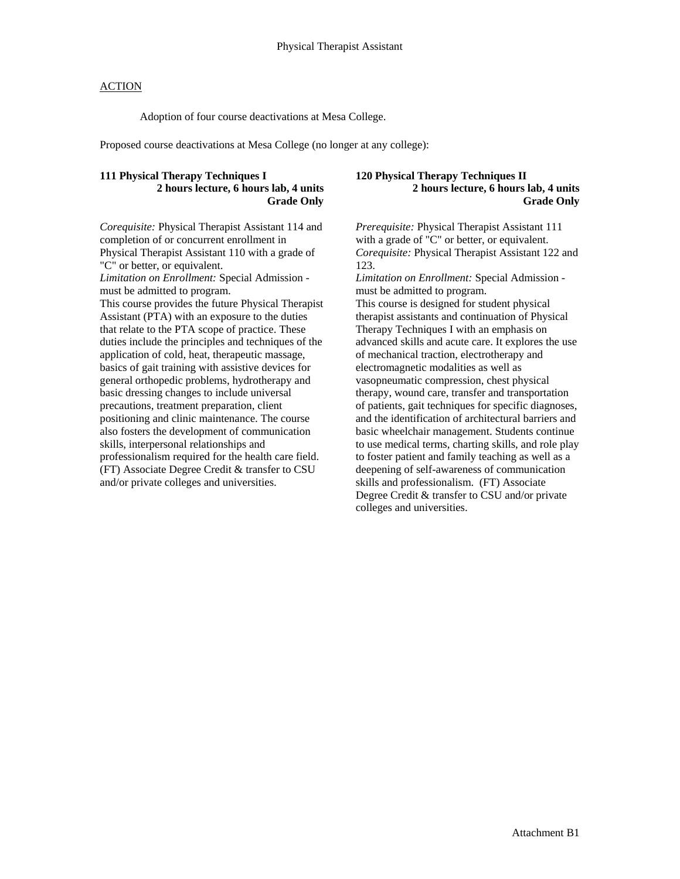Physical Therapist Assistant

ACTION

Adoption of four course deactivations at Mesa College.

Proposed course deactivations at Mesa College (no longer at any college):

**111 Physical Therapy Techniques I**
**2 hours lecture, 6 hours lab, 4 units**
**Grade Only**

*Corequisite:* Physical Therapist Assistant 114 and completion of or concurrent enrollment in Physical Therapist Assistant 110 with a grade of "C" or better, or equivalent.
*Limitation on Enrollment:* Special Admission - must be admitted to program.
This course provides the future Physical Therapist Assistant (PTA) with an exposure to the duties that relate to the PTA scope of practice. These duties include the principles and techniques of the application of cold, heat, therapeutic massage, basics of gait training with assistive devices for general orthopedic problems, hydrotherapy and basic dressing changes to include universal precautions, treatment preparation, client positioning and clinic maintenance. The course also fosters the development of communication skills, interpersonal relationships and professionalism required for the health care field. (FT) Associate Degree Credit & transfer to CSU and/or private colleges and universities.

**120 Physical Therapy Techniques II**
**2 hours lecture, 6 hours lab, 4 units**
**Grade Only**

*Prerequisite:* Physical Therapist Assistant 111 with a grade of "C" or better, or equivalent.
*Corequisite:* Physical Therapist Assistant 122 and 123.
*Limitation on Enrollment:* Special Admission - must be admitted to program.
This course is designed for student physical therapist assistants and continuation of Physical Therapy Techniques I with an emphasis on advanced skills and acute care. It explores the use of mechanical traction, electrotherapy and electromagnetic modalities as well as vasopneumatic compression, chest physical therapy, wound care, transfer and transportation of patients, gait techniques for specific diagnoses, and the identification of architectural barriers and basic wheelchair management. Students continue to use medical terms, charting skills, and role play to foster patient and family teaching as well as a deepening of self-awareness of communication skills and professionalism. (FT) Associate Degree Credit & transfer to CSU and/or private colleges and universities.

Attachment B1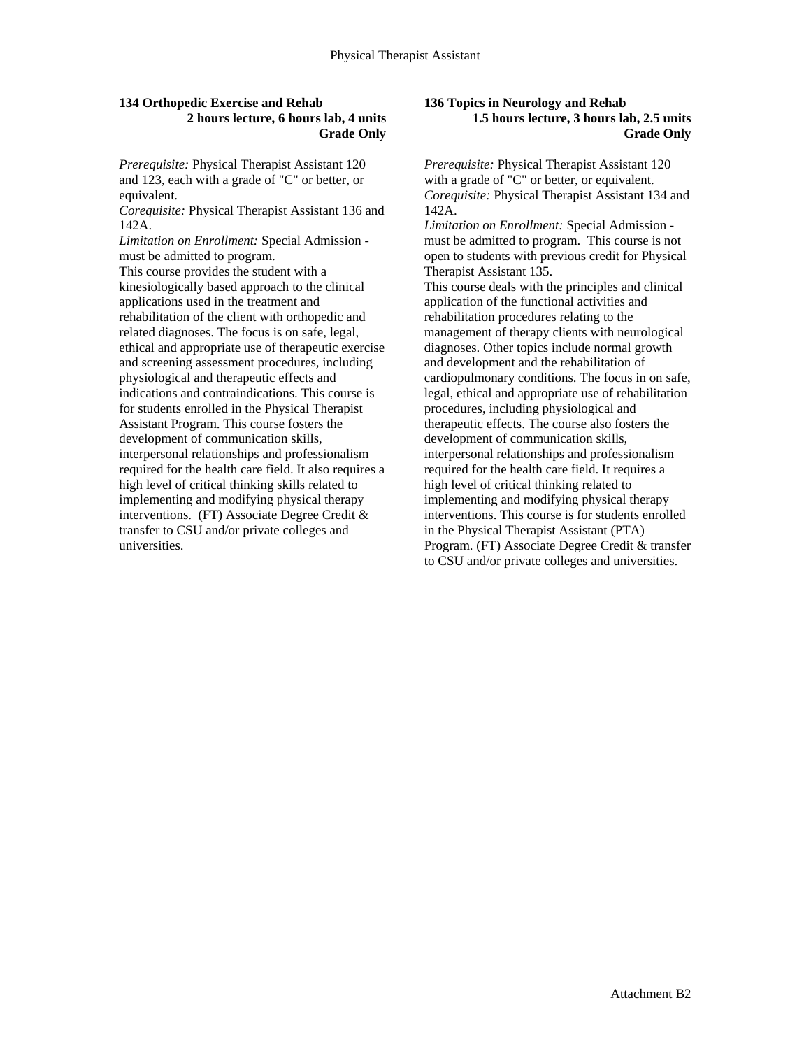**134 Orthopedic Exercise and Rehab**
**2 hours lecture, 6 hours lab, 4 units**
**Grade Only**

*Prerequisite:* Physical Therapist Assistant 120 and 123, each with a grade of "C" or better, or equivalent.
*Corequisite:* Physical Therapist Assistant 136 and 142A.
*Limitation on Enrollment:* Special Admission - must be admitted to program.
This course provides the student with a kinesiologically based approach to the clinical applications used in the treatment and rehabilitation of the client with orthopedic and related diagnoses. The focus is on safe, legal, ethical and appropriate use of therapeutic exercise and screening assessment procedures, including physiological and therapeutic effects and indications and contraindications. This course is for students enrolled in the Physical Therapist Assistant Program. This course fosters the development of communication skills, interpersonal relationships and professionalism required for the health care field. It also requires a high level of critical thinking skills related to implementing and modifying physical therapy interventions. (FT) Associate Degree Credit & transfer to CSU and/or private colleges and universities.

**136 Topics in Neurology and Rehab**
**1.5 hours lecture, 3 hours lab, 2.5 units**
**Grade Only**

*Prerequisite:* Physical Therapist Assistant 120 with a grade of "C" or better, or equivalent.
*Corequisite:* Physical Therapist Assistant 134 and 142A.
*Limitation on Enrollment:* Special Admission - must be admitted to program. This course is not open to students with previous credit for Physical Therapist Assistant 135.
This course deals with the principles and clinical application of the functional activities and rehabilitation procedures relating to the management of therapy clients with neurological diagnoses. Other topics include normal growth and development and the rehabilitation of cardiopulmonary conditions. The focus in on safe, legal, ethical and appropriate use of rehabilitation procedures, including physiological and therapeutic effects. The course also fosters the development of communication skills, interpersonal relationships and professionalism required for the health care field. It requires a high level of critical thinking related to implementing and modifying physical therapy interventions. This course is for students enrolled in the Physical Therapist Assistant (PTA) Program. (FT) Associate Degree Credit & transfer to CSU and/or private colleges and universities.

Attachment B2